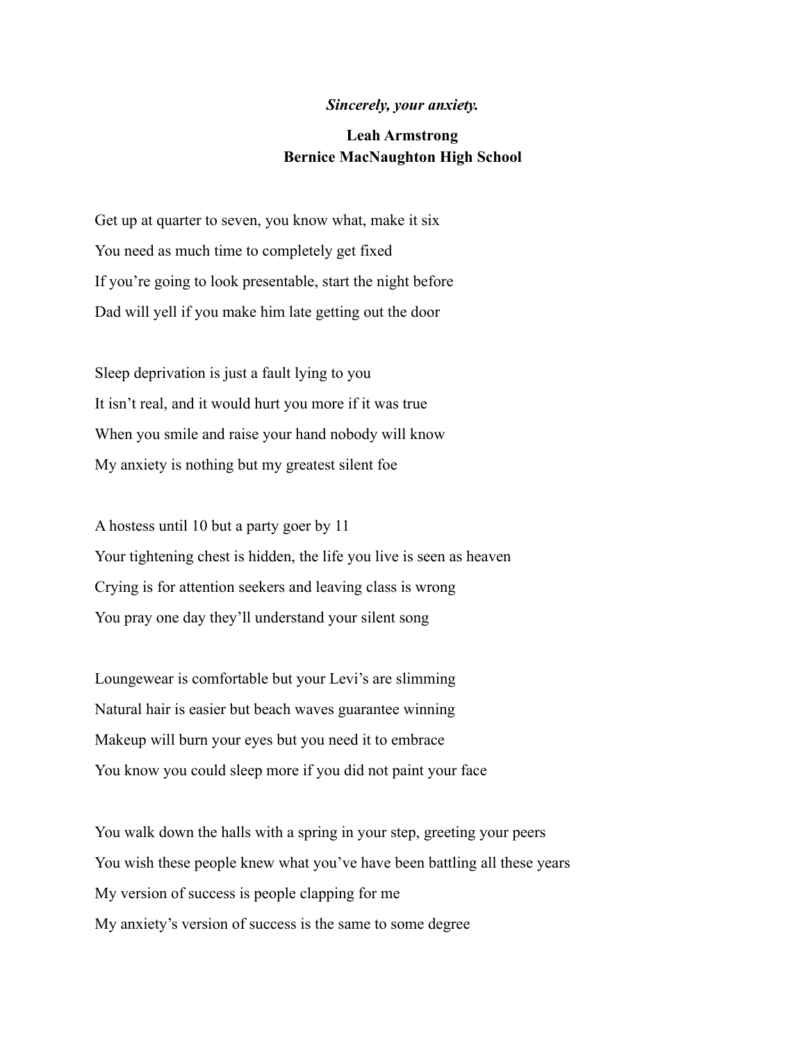***Sincerely, your anxiety.***

**Leah Armstrong**
**Bernice MacNaughton High School**

Get up at quarter to seven, you know what, make it six
You need as much time to completely get fixed
If you're going to look presentable, start the night before
Dad will yell if you make him late getting out the door

Sleep deprivation is just a fault lying to you
It isn't real, and it would hurt you more if it was true
When you smile and raise your hand nobody will know
My anxiety is nothing but my greatest silent foe

A hostess until 10 but a party goer by 11
Your tightening chest is hidden, the life you live is seen as heaven
Crying is for attention seekers and leaving class is wrong
You pray one day they'll understand your silent song

Loungewear is comfortable but your Levi's are slimming
Natural hair is easier but beach waves guarantee winning
Makeup will burn your eyes but you need it to embrace
You know you could sleep more if you did not paint your face

You walk down the halls with a spring in your step, greeting your peers
You wish these people knew what you've have been battling all these years
My version of success is people clapping for me
My anxiety's version of success is the same to some degree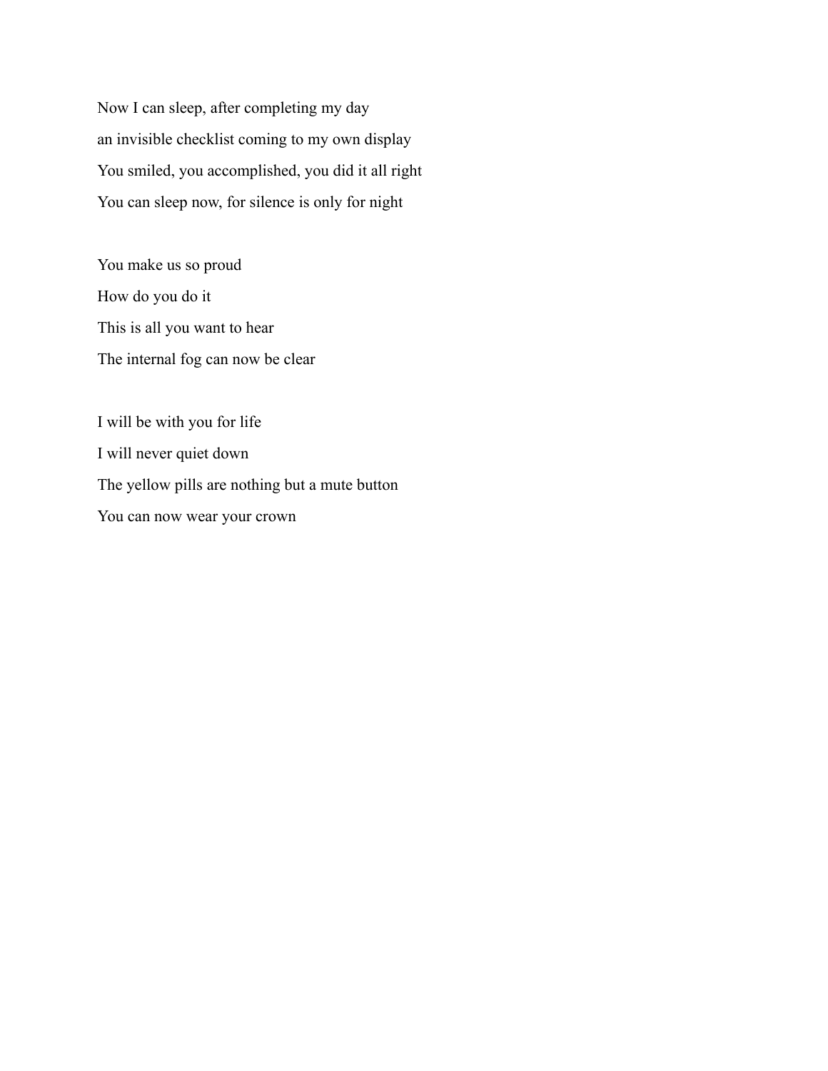Now I can sleep, after completing my day
an invisible checklist coming to my own display
You smiled, you accomplished, you did it all right
You can sleep now, for silence is only for night

You make us so proud
How do you do it
This is all you want to hear
The internal fog can now be clear

I will be with you for life
I will never quiet down
The yellow pills are nothing but a mute button
You can now wear your crown